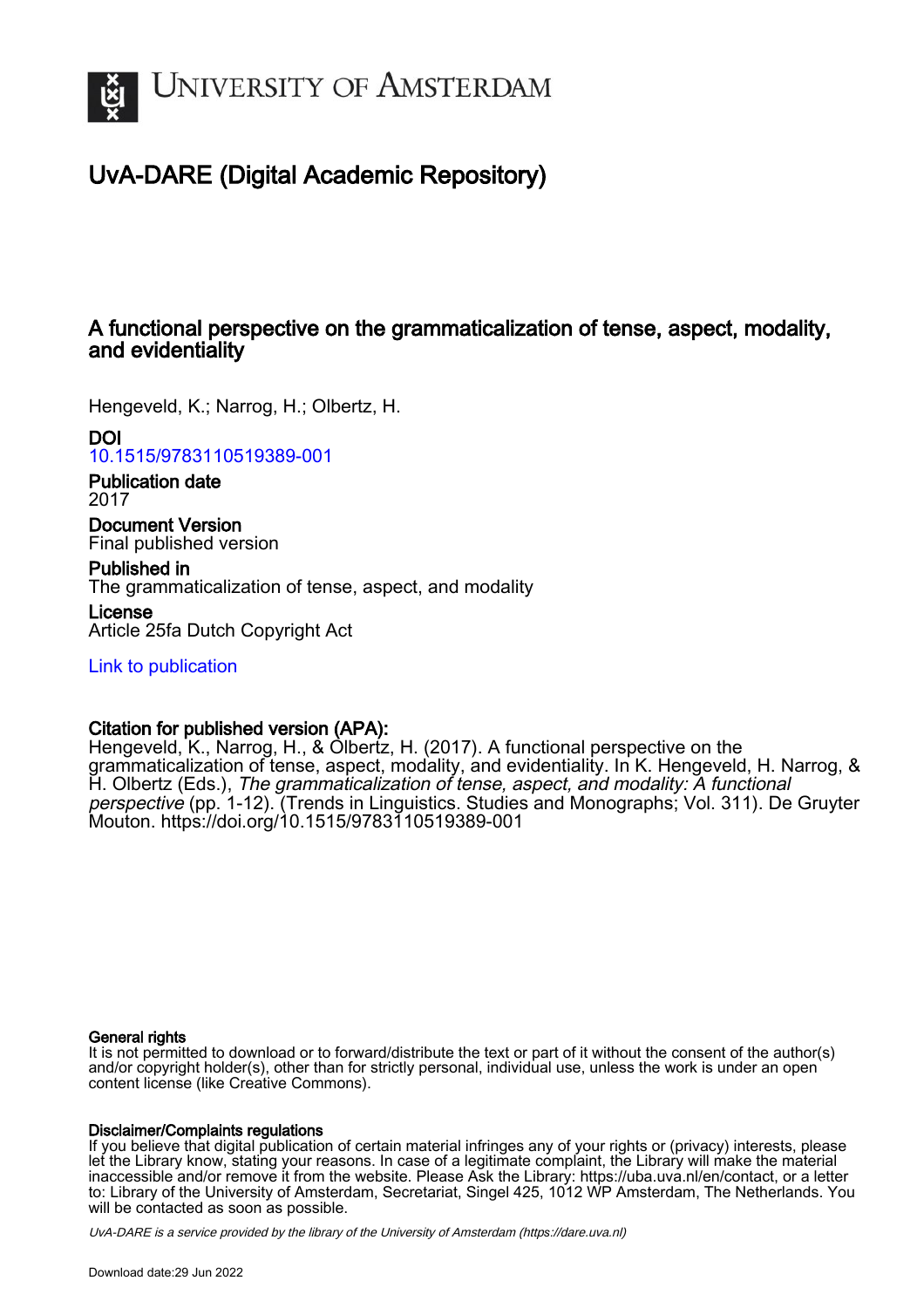# UvA-DARE (Digital Academic Repository)

## A functional perspective on the grammaticalization of tense, aspect, modality, and evidentiality

Hengeveld, K.; Narrog, H.; Olbertz, H.

**DOI**
10.1515/9783110519389-001

**Publication date**
2017

**Document Version**
Final published version

**Published in**
The grammaticalization of tense, aspect, and modality

**License**
Article 25fa Dutch Copyright Act

Link to publication

**Citation for published version (APA):**
Hengeveld, K., Narrog, H., & Olbertz, H. (2017). A functional perspective on the grammaticalization of tense, aspect, modality, and evidentiality. In K. Hengeveld, H. Narrog, & H. Olbertz (Eds.), *The grammaticalization of tense, aspect, and modality: A functional perspective* (pp. 1-12). (Trends in Linguistics. Studies and Monographs; Vol. 311). De Gruyter Mouton. https://doi.org/10.1515/9783110519389-001

**General rights**
It is not permitted to download or to forward/distribute the text or part of it without the consent of the author(s) and/or copyright holder(s), other than for strictly personal, individual use, unless the work is under an open content license (like Creative Commons).

**Disclaimer/Complaints regulations**
If you believe that digital publication of certain material infringes any of your rights or (privacy) interests, please let the Library know, stating your reasons. In case of a legitimate complaint, the Library will make the material inaccessible and/or remove it from the website. Please Ask the Library: https://uba.uva.nl/en/contact, or a letter to: Library of the University of Amsterdam, Secretariat, Singel 425, 1012 WP Amsterdam, The Netherlands. You will be contacted as soon as possible.

*UvA-DARE is a service provided by the library of the University of Amsterdam (https://dare.uva.nl)*

Download date:29 Jun 2022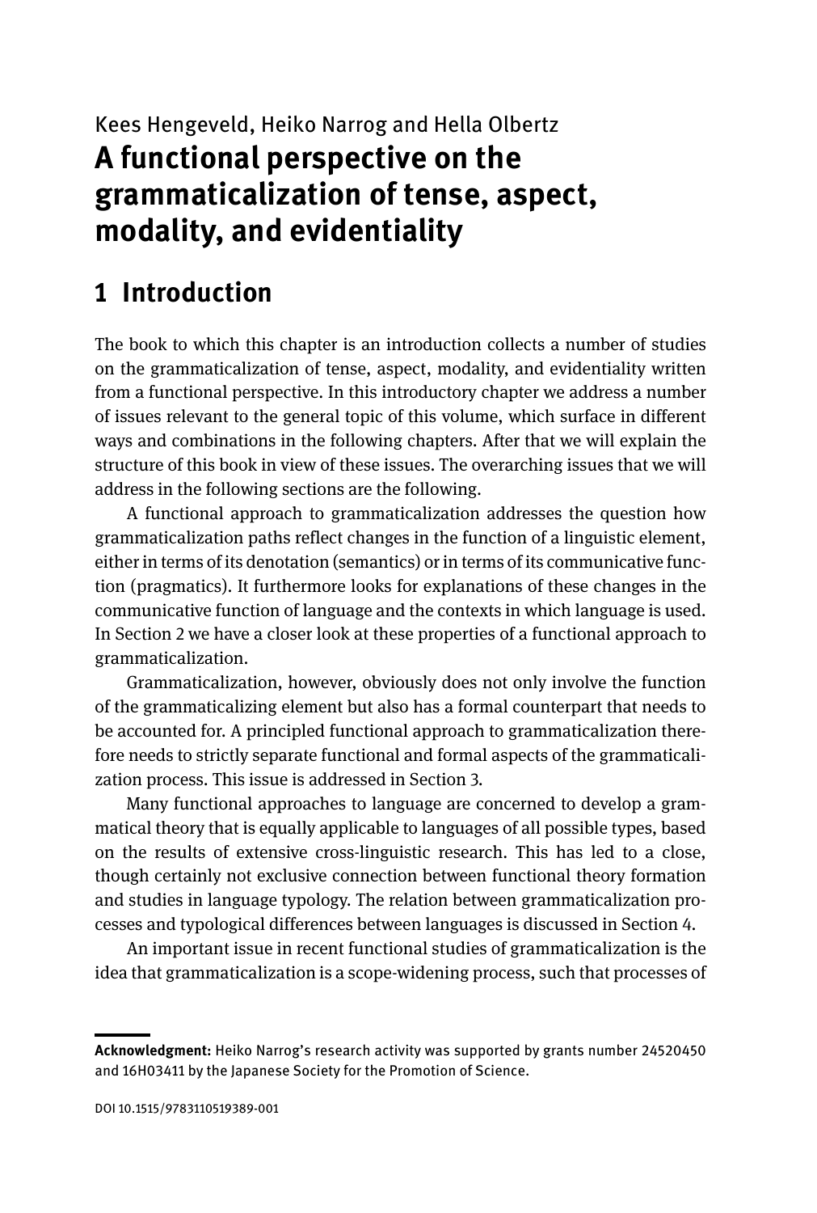Kees Hengeveld, Heiko Narrog and Hella Olbertz

# A functional perspective on the grammaticalization of tense, aspect, modality, and evidentiality

## 1 Introduction

The book to which this chapter is an introduction collects a number of studies on the grammaticalization of tense, aspect, modality, and evidentiality written from a functional perspective. In this introductory chapter we address a number of issues relevant to the general topic of this volume, which surface in different ways and combinations in the following chapters. After that we will explain the structure of this book in view of these issues. The overarching issues that we will address in the following sections are the following.

A functional approach to grammaticalization addresses the question how grammaticalization paths reflect changes in the function of a linguistic element, either in terms of its denotation (semantics) or in terms of its communicative function (pragmatics). It furthermore looks for explanations of these changes in the communicative function of language and the contexts in which language is used. In Section 2 we have a closer look at these properties of a functional approach to grammaticalization.

Grammaticalization, however, obviously does not only involve the function of the grammaticalizing element but also has a formal counterpart that needs to be accounted for. A principled functional approach to grammaticalization therefore needs to strictly separate functional and formal aspects of the grammaticalization process. This issue is addressed in Section 3.

Many functional approaches to language are concerned to develop a grammatical theory that is equally applicable to languages of all possible types, based on the results of extensive cross-linguistic research. This has led to a close, though certainly not exclusive connection between functional theory formation and studies in language typology. The relation between grammaticalization processes and typological differences between languages is discussed in Section 4.

An important issue in recent functional studies of grammaticalization is the idea that grammaticalization is a scope-widening process, such that processes of

---

**Acknowledgment:** Heiko Narrog's research activity was supported by grants number 24520450 and 16H03411 by the Japanese Society for the Promotion of Science.

DOI 10.1515/9783110519389-001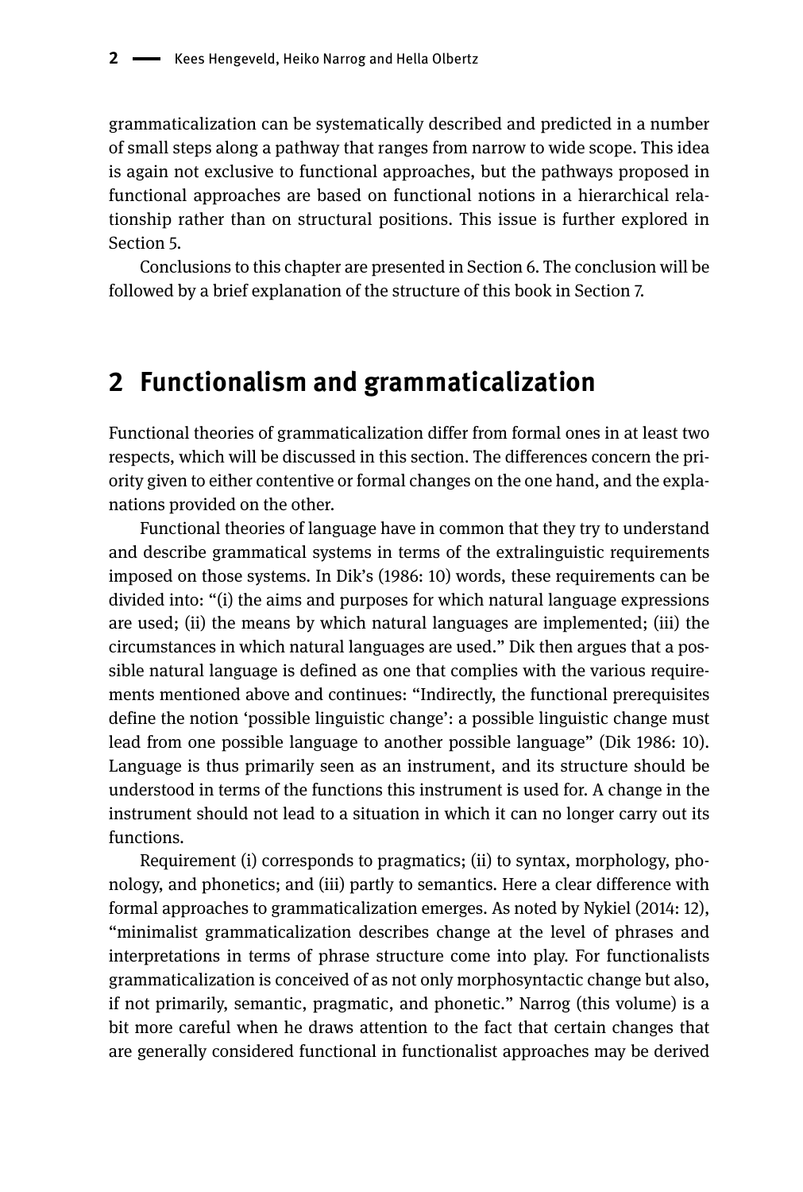grammaticalization can be systematically described and predicted in a number of small steps along a pathway that ranges from narrow to wide scope. This idea is again not exclusive to functional approaches, but the pathways proposed in functional approaches are based on functional notions in a hierarchical relationship rather than on structural positions. This issue is further explored in Section 5.

Conclusions to this chapter are presented in Section 6. The conclusion will be followed by a brief explanation of the structure of this book in Section 7.

## 2 Functionalism and grammaticalization

Functional theories of grammaticalization differ from formal ones in at least two respects, which will be discussed in this section. The differences concern the priority given to either contentive or formal changes on the one hand, and the explanations provided on the other.

Functional theories of language have in common that they try to understand and describe grammatical systems in terms of the extralinguistic requirements imposed on those systems. In Dik's (1986: 10) words, these requirements can be divided into: "(i) the aims and purposes for which natural language expressions are used; (ii) the means by which natural languages are implemented; (iii) the circumstances in which natural languages are used." Dik then argues that a possible natural language is defined as one that complies with the various requirements mentioned above and continues: "Indirectly, the functional prerequisites define the notion 'possible linguistic change': a possible linguistic change must lead from one possible language to another possible language" (Dik 1986: 10). Language is thus primarily seen as an instrument, and its structure should be understood in terms of the functions this instrument is used for. A change in the instrument should not lead to a situation in which it can no longer carry out its functions.

Requirement (i) corresponds to pragmatics; (ii) to syntax, morphology, phonology, and phonetics; and (iii) partly to semantics. Here a clear difference with formal approaches to grammaticalization emerges. As noted by Nykiel (2014: 12), "minimalist grammaticalization describes change at the level of phrases and interpretations in terms of phrase structure come into play. For functionalists grammaticalization is conceived of as not only morphosyntactic change but also, if not primarily, semantic, pragmatic, and phonetic." Narrog (this volume) is a bit more careful when he draws attention to the fact that certain changes that are generally considered functional in functionalist approaches may be derived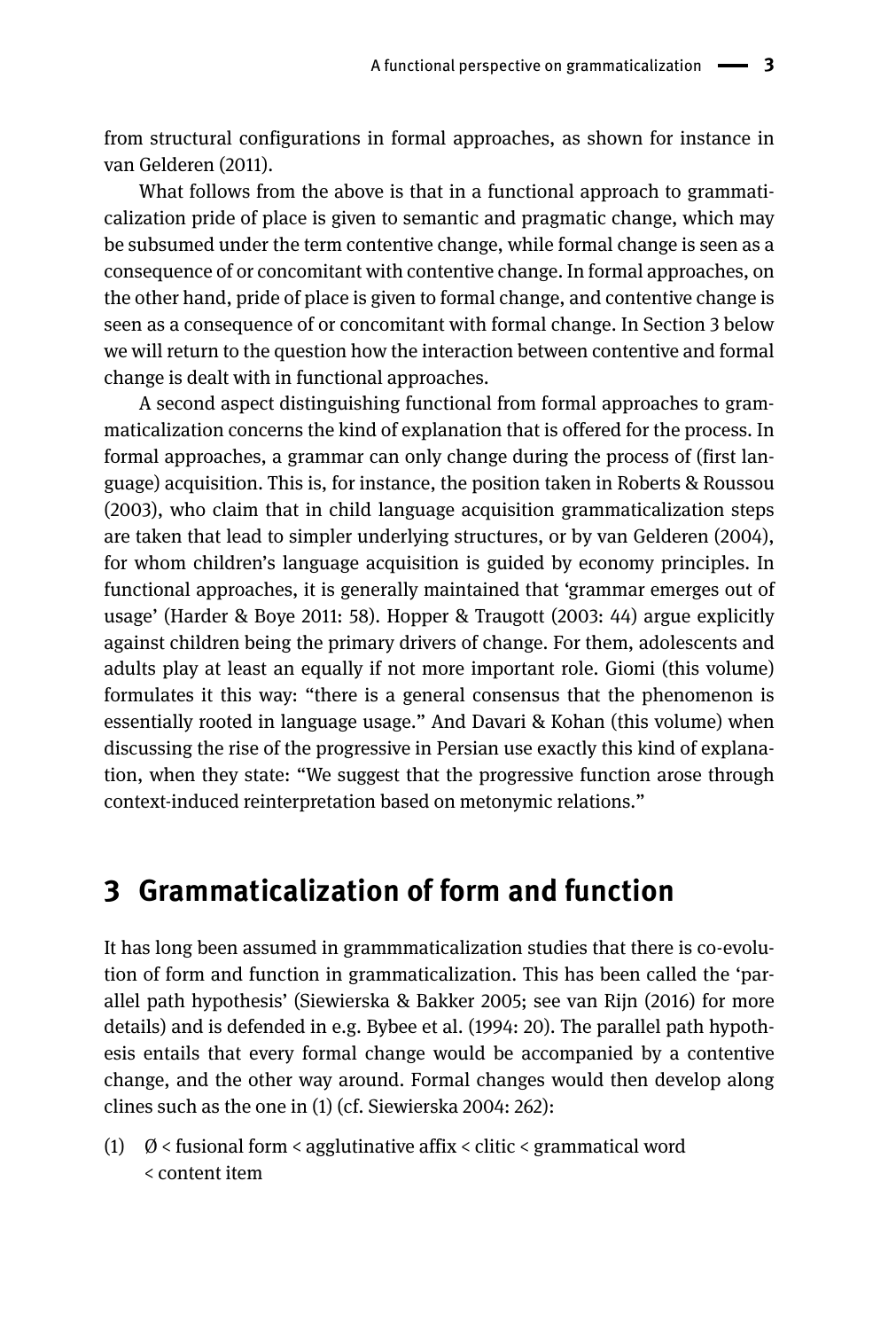from structural configurations in formal approaches, as shown for instance in van Gelderen (2011).

What follows from the above is that in a functional approach to grammaticalization pride of place is given to semantic and pragmatic change, which may be subsumed under the term contentive change, while formal change is seen as a consequence of or concomitant with contentive change. In formal approaches, on the other hand, pride of place is given to formal change, and contentive change is seen as a consequence of or concomitant with formal change. In Section 3 below we will return to the question how the interaction between contentive and formal change is dealt with in functional approaches.

A second aspect distinguishing functional from formal approaches to grammaticalization concerns the kind of explanation that is offered for the process. In formal approaches, a grammar can only change during the process of (first language) acquisition. This is, for instance, the position taken in Roberts & Roussou (2003), who claim that in child language acquisition grammaticalization steps are taken that lead to simpler underlying structures, or by van Gelderen (2004), for whom children's language acquisition is guided by economy principles. In functional approaches, it is generally maintained that 'grammar emerges out of usage' (Harder & Boye 2011: 58). Hopper & Traugott (2003: 44) argue explicitly against children being the primary drivers of change. For them, adolescents and adults play at least an equally if not more important role. Giomi (this volume) formulates it this way: "there is a general consensus that the phenomenon is essentially rooted in language usage." And Davari & Kohan (this volume) when discussing the rise of the progressive in Persian use exactly this kind of explanation, when they state: "We suggest that the progressive function arose through context-induced reinterpretation based on metonymic relations."

## 3 Grammaticalization of form and function

It has long been assumed in grammmaticalization studies that there is co-evolution of form and function in grammaticalization. This has been called the 'parallel path hypothesis' (Siewierska & Bakker 2005; see van Rijn (2016) for more details) and is defended in e.g. Bybee et al. (1994: 20). The parallel path hypothesis entails that every formal change would be accompanied by a contentive change, and the other way around. Formal changes would then develop along clines such as the one in (1) (cf. Siewierska 2004: 262):

(1) Ø < fusional form < agglutinative affix < clitic < grammatical word < content item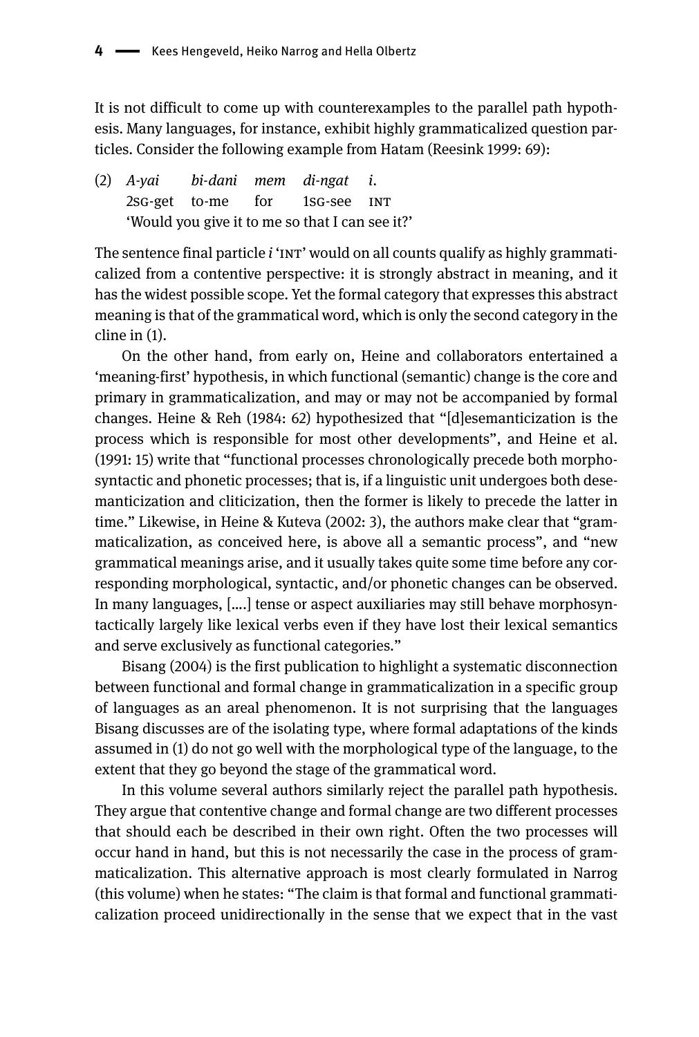It is not difficult to come up with counterexamples to the parallel path hypothesis. Many languages, for instance, exhibit highly grammaticalized question particles. Consider the following example from Hatam (Reesink 1999: 69):

(2) *A-yai* *bi-dani* *mem* *di-ngat* *i.*
2SG-get to-me for 1SG-see INT
'Would you give it to me so that I can see it?'

The sentence final particle *i* 'INT' would on all counts qualify as highly grammaticalized from a contentive perspective: it is strongly abstract in meaning, and it has the widest possible scope. Yet the formal category that expresses this abstract meaning is that of the grammatical word, which is only the second category in the cline in (1).

On the other hand, from early on, Heine and collaborators entertained a 'meaning-first' hypothesis, in which functional (semantic) change is the core and primary in grammaticalization, and may or may not be accompanied by formal changes. Heine & Reh (1984: 62) hypothesized that "[d]esemanticization is the process which is responsible for most other developments", and Heine et al. (1991: 15) write that "functional processes chronologically precede both morphosyntactic and phonetic processes; that is, if a linguistic unit undergoes both desemanticization and cliticization, then the former is likely to precede the latter in time." Likewise, in Heine & Kuteva (2002: 3), the authors make clear that "grammaticalization, as conceived here, is above all a semantic process", and "new grammatical meanings arise, and it usually takes quite some time before any corresponding morphological, syntactic, and/or phonetic changes can be observed. In many languages, [....] tense or aspect auxiliaries may still behave morphosyntactically largely like lexical verbs even if they have lost their lexical semantics and serve exclusively as functional categories."

Bisang (2004) is the first publication to highlight a systematic disconnection between functional and formal change in grammaticalization in a specific group of languages as an areal phenomenon. It is not surprising that the languages Bisang discusses are of the isolating type, where formal adaptations of the kinds assumed in (1) do not go well with the morphological type of the language, to the extent that they go beyond the stage of the grammatical word.

In this volume several authors similarly reject the parallel path hypothesis. They argue that contentive change and formal change are two different processes that should each be described in their own right. Often the two processes will occur hand in hand, but this is not necessarily the case in the process of grammaticalization. This alternative approach is most clearly formulated in Narrog (this volume) when he states: "The claim is that formal and functional grammaticalization proceed unidirectionally in the sense that we expect that in the vast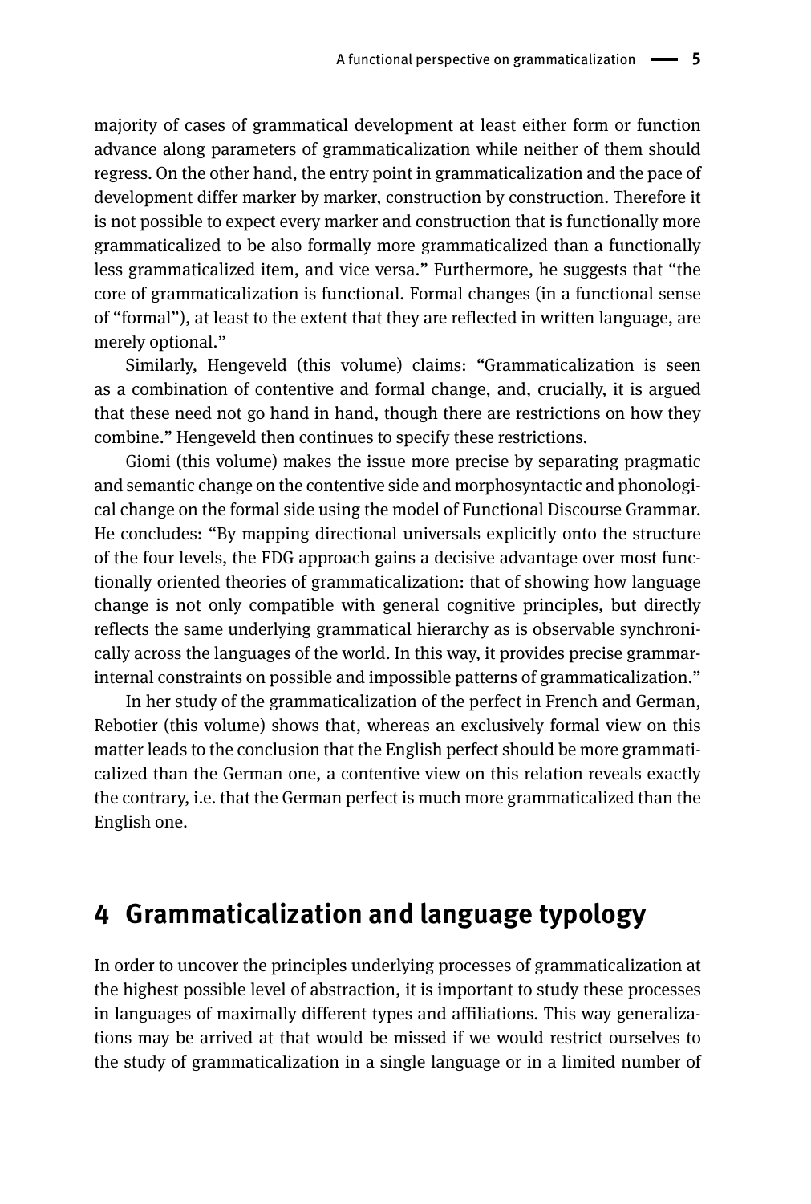majority of cases of grammatical development at least either form or function advance along parameters of grammaticalization while neither of them should regress. On the other hand, the entry point in grammaticalization and the pace of development differ marker by marker, construction by construction. Therefore it is not possible to expect every marker and construction that is functionally more grammaticalized to be also formally more grammaticalized than a functionally less grammaticalized item, and vice versa." Furthermore, he suggests that "the core of grammaticalization is functional. Formal changes (in a functional sense of "formal"), at least to the extent that they are reflected in written language, are merely optional."

Similarly, Hengeveld (this volume) claims: "Grammaticalization is seen as a combination of contentive and formal change, and, crucially, it is argued that these need not go hand in hand, though there are restrictions on how they combine." Hengeveld then continues to specify these restrictions.

Giomi (this volume) makes the issue more precise by separating pragmatic and semantic change on the contentive side and morphosyntactic and phonological change on the formal side using the model of Functional Discourse Grammar. He concludes: "By mapping directional universals explicitly onto the structure of the four levels, the FDG approach gains a decisive advantage over most functionally oriented theories of grammaticalization: that of showing how language change is not only compatible with general cognitive principles, but directly reflects the same underlying grammatical hierarchy as is observable synchronically across the languages of the world. In this way, it provides precise grammar-internal constraints on possible and impossible patterns of grammaticalization."

In her study of the grammaticalization of the perfect in French and German, Rebotier (this volume) shows that, whereas an exclusively formal view on this matter leads to the conclusion that the English perfect should be more grammaticalized than the German one, a contentive view on this relation reveals exactly the contrary, i.e. that the German perfect is much more grammaticalized than the English one.

## 4 Grammaticalization and language typology

In order to uncover the principles underlying processes of grammaticalization at the highest possible level of abstraction, it is important to study these processes in languages of maximally different types and affiliations. This way generalizations may be arrived at that would be missed if we would restrict ourselves to the study of grammaticalization in a single language or in a limited number of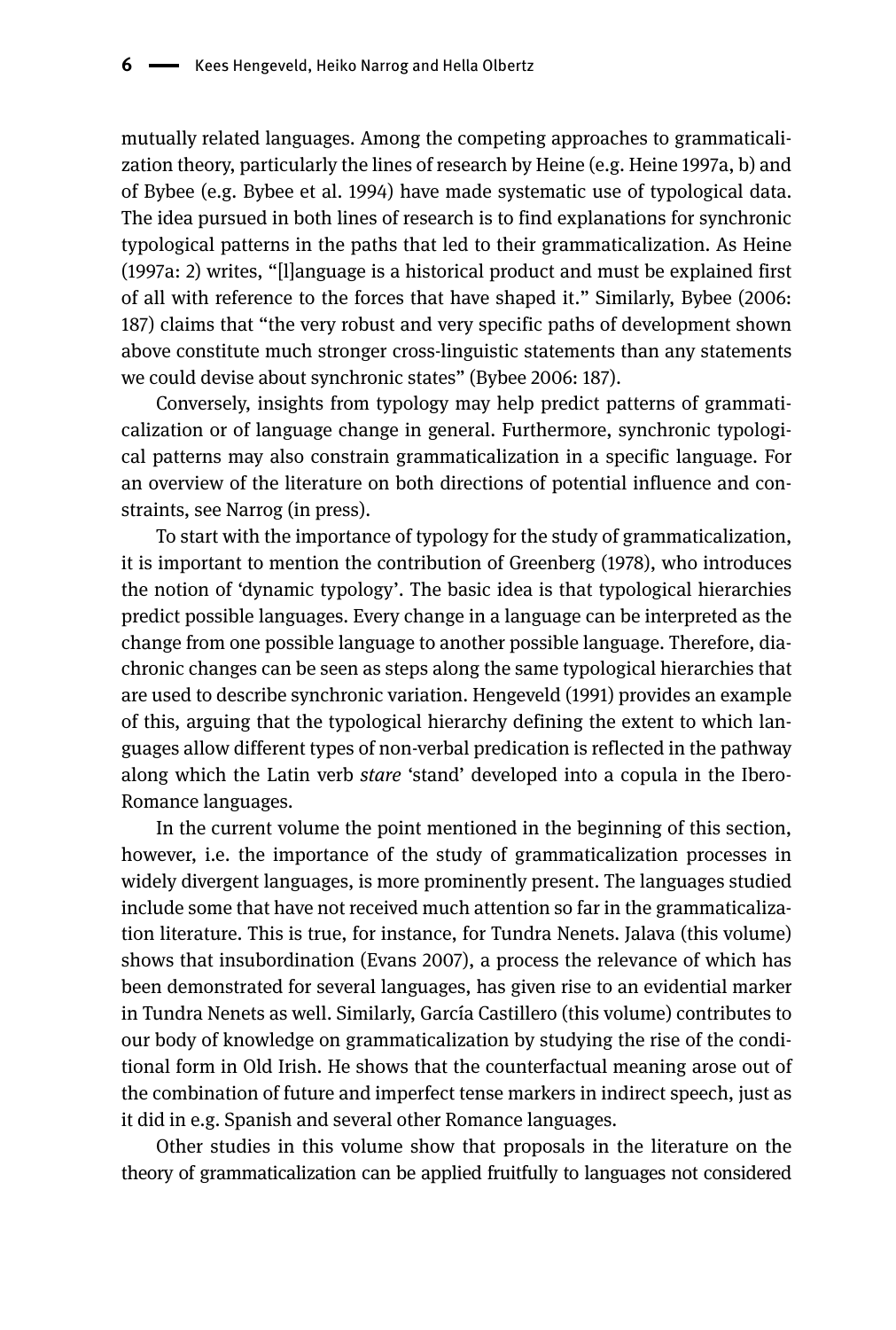mutually related languages. Among the competing approaches to grammaticalization theory, particularly the lines of research by Heine (e.g. Heine 1997a, b) and of Bybee (e.g. Bybee et al. 1994) have made systematic use of typological data. The idea pursued in both lines of research is to find explanations for synchronic typological patterns in the paths that led to their grammaticalization. As Heine (1997a: 2) writes, "[l]anguage is a historical product and must be explained first of all with reference to the forces that have shaped it." Similarly, Bybee (2006: 187) claims that "the very robust and very specific paths of development shown above constitute much stronger cross-linguistic statements than any statements we could devise about synchronic states" (Bybee 2006: 187).

Conversely, insights from typology may help predict patterns of grammaticalization or of language change in general. Furthermore, synchronic typological patterns may also constrain grammaticalization in a specific language. For an overview of the literature on both directions of potential influence and constraints, see Narrog (in press).

To start with the importance of typology for the study of grammaticalization, it is important to mention the contribution of Greenberg (1978), who introduces the notion of 'dynamic typology'. The basic idea is that typological hierarchies predict possible languages. Every change in a language can be interpreted as the change from one possible language to another possible language. Therefore, diachronic changes can be seen as steps along the same typological hierarchies that are used to describe synchronic variation. Hengeveld (1991) provides an example of this, arguing that the typological hierarchy defining the extent to which languages allow different types of non-verbal predication is reflected in the pathway along which the Latin verb *stare* 'stand' developed into a copula in the Ibero-Romance languages.

In the current volume the point mentioned in the beginning of this section, however, i.e. the importance of the study of grammaticalization processes in widely divergent languages, is more prominently present. The languages studied include some that have not received much attention so far in the grammaticalization literature. This is true, for instance, for Tundra Nenets. Jalava (this volume) shows that insubordination (Evans 2007), a process the relevance of which has been demonstrated for several languages, has given rise to an evidential marker in Tundra Nenets as well. Similarly, García Castillero (this volume) contributes to our body of knowledge on grammaticalization by studying the rise of the conditional form in Old Irish. He shows that the counterfactual meaning arose out of the combination of future and imperfect tense markers in indirect speech, just as it did in e.g. Spanish and several other Romance languages.

Other studies in this volume show that proposals in the literature on the theory of grammaticalization can be applied fruitfully to languages not considered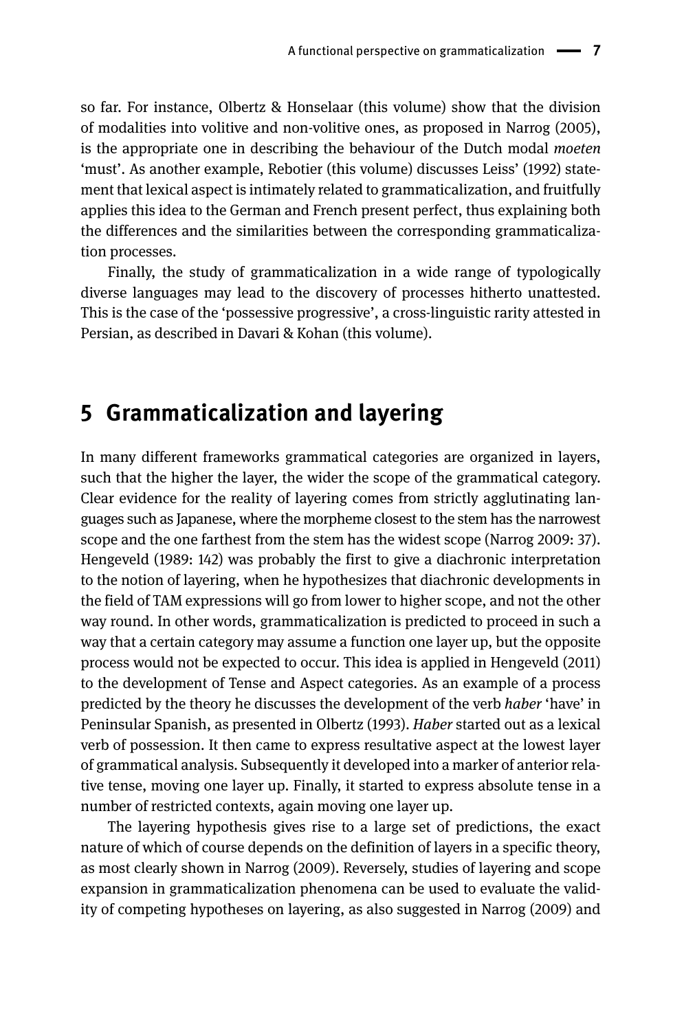so far. For instance, Olbertz & Honselaar (this volume) show that the division of modalities into volitive and non-volitive ones, as proposed in Narrog (2005), is the appropriate one in describing the behaviour of the Dutch modal *moeten* 'must'. As another example, Rebotier (this volume) discusses Leiss' (1992) statement that lexical aspect is intimately related to grammaticalization, and fruitfully applies this idea to the German and French present perfect, thus explaining both the differences and the similarities between the corresponding grammaticalization processes.

Finally, the study of grammaticalization in a wide range of typologically diverse languages may lead to the discovery of processes hitherto unattested. This is the case of the 'possessive progressive', a cross-linguistic rarity attested in Persian, as described in Davari & Kohan (this volume).

## 5 Grammaticalization and layering

In many different frameworks grammatical categories are organized in layers, such that the higher the layer, the wider the scope of the grammatical category. Clear evidence for the reality of layering comes from strictly agglutinating languages such as Japanese, where the morpheme closest to the stem has the narrowest scope and the one farthest from the stem has the widest scope (Narrog 2009: 37). Hengeveld (1989: 142) was probably the first to give a diachronic interpretation to the notion of layering, when he hypothesizes that diachronic developments in the field of TAM expressions will go from lower to higher scope, and not the other way round. In other words, grammaticalization is predicted to proceed in such a way that a certain category may assume a function one layer up, but the opposite process would not be expected to occur. This idea is applied in Hengeveld (2011) to the development of Tense and Aspect categories. As an example of a process predicted by the theory he discusses the development of the verb *haber* 'have' in Peninsular Spanish, as presented in Olbertz (1993). *Haber* started out as a lexical verb of possession. It then came to express resultative aspect at the lowest layer of grammatical analysis. Subsequently it developed into a marker of anterior relative tense, moving one layer up. Finally, it started to express absolute tense in a number of restricted contexts, again moving one layer up.

The layering hypothesis gives rise to a large set of predictions, the exact nature of which of course depends on the definition of layers in a specific theory, as most clearly shown in Narrog (2009). Reversely, studies of layering and scope expansion in grammaticalization phenomena can be used to evaluate the validity of competing hypotheses on layering, as also suggested in Narrog (2009) and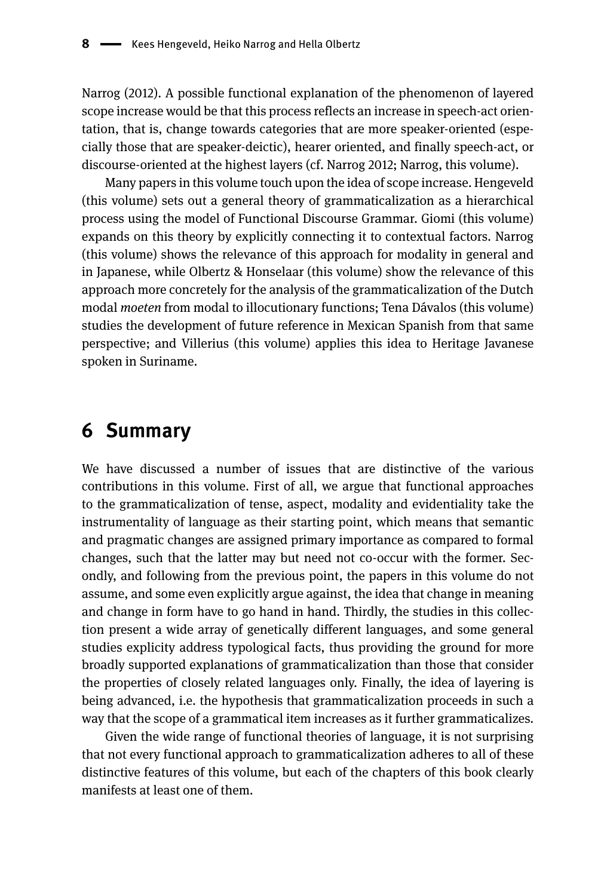Narrog (2012). A possible functional explanation of the phenomenon of layered scope increase would be that this process reflects an increase in speech-act orientation, that is, change towards categories that are more speaker-oriented (especially those that are speaker-deictic), hearer oriented, and finally speech-act, or discourse-oriented at the highest layers (cf. Narrog 2012; Narrog, this volume).

Many papers in this volume touch upon the idea of scope increase. Hengeveld (this volume) sets out a general theory of grammaticalization as a hierarchical process using the model of Functional Discourse Grammar. Giomi (this volume) expands on this theory by explicitly connecting it to contextual factors. Narrog (this volume) shows the relevance of this approach for modality in general and in Japanese, while Olbertz & Honselaar (this volume) show the relevance of this approach more concretely for the analysis of the grammaticalization of the Dutch modal *moeten* from modal to illocutionary functions; Tena Dávalos (this volume) studies the development of future reference in Mexican Spanish from that same perspective; and Villerius (this volume) applies this idea to Heritage Javanese spoken in Suriname.

## 6 Summary

We have discussed a number of issues that are distinctive of the various contributions in this volume. First of all, we argue that functional approaches to the grammaticalization of tense, aspect, modality and evidentiality take the instrumentality of language as their starting point, which means that semantic and pragmatic changes are assigned primary importance as compared to formal changes, such that the latter may but need not co-occur with the former. Secondly, and following from the previous point, the papers in this volume do not assume, and some even explicitly argue against, the idea that change in meaning and change in form have to go hand in hand. Thirdly, the studies in this collection present a wide array of genetically different languages, and some general studies explicity address typological facts, thus providing the ground for more broadly supported explanations of grammaticalization than those that consider the properties of closely related languages only. Finally, the idea of layering is being advanced, i.e. the hypothesis that grammaticalization proceeds in such a way that the scope of a grammatical item increases as it further grammaticalizes.

Given the wide range of functional theories of language, it is not surprising that not every functional approach to grammaticalization adheres to all of these distinctive features of this volume, but each of the chapters of this book clearly manifests at least one of them.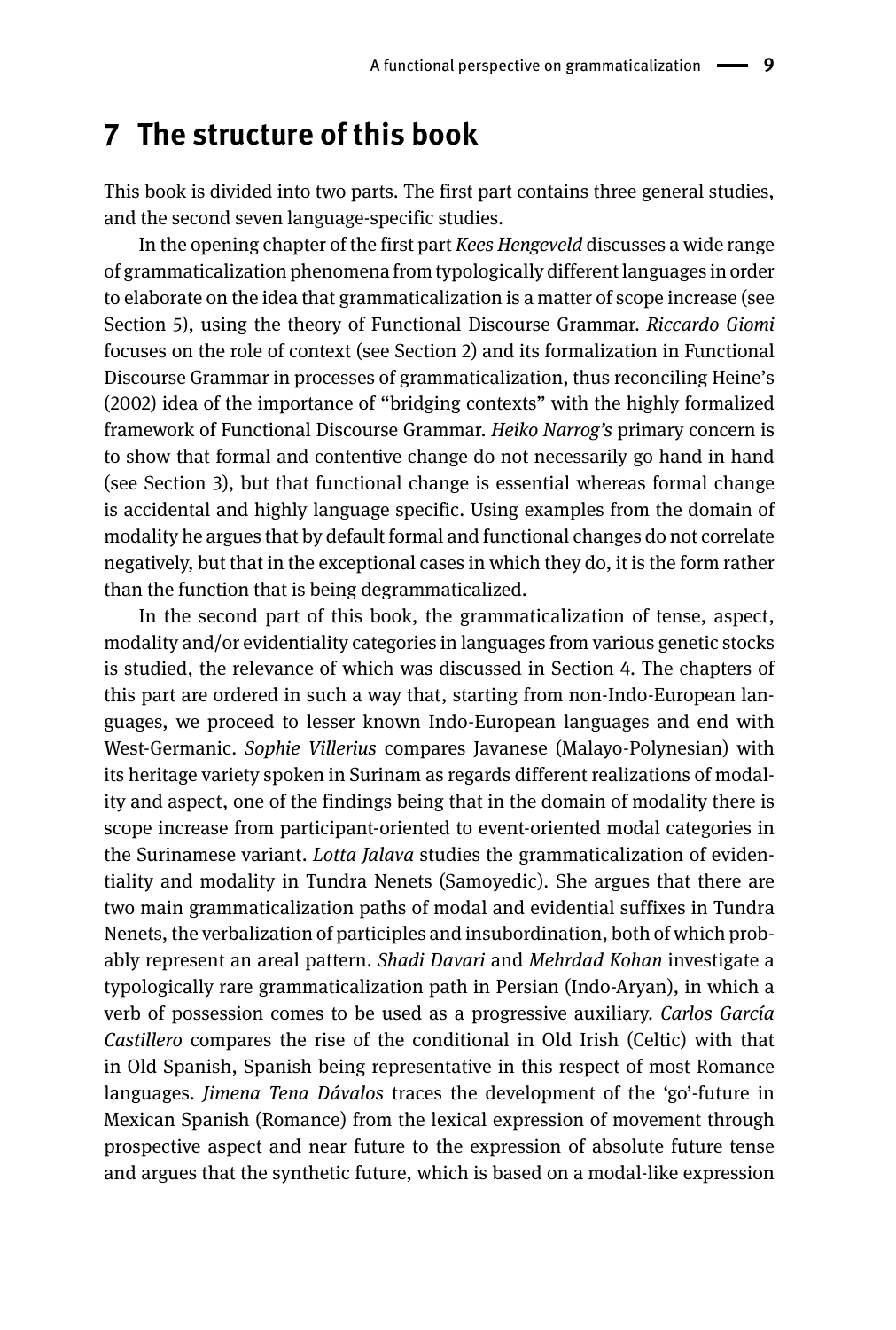## 7 The structure of this book

This book is divided into two parts. The first part contains three general studies, and the second seven language-specific studies.

In the opening chapter of the first part *Kees Hengeveld* discusses a wide range of grammaticalization phenomena from typologically different languages in order to elaborate on the idea that grammaticalization is a matter of scope increase (see Section 5), using the theory of Functional Discourse Grammar. *Riccardo Giomi* focuses on the role of context (see Section 2) and its formalization in Functional Discourse Grammar in processes of grammaticalization, thus reconciling Heine's (2002) idea of the importance of "bridging contexts" with the highly formalized framework of Functional Discourse Grammar. *Heiko Narrog's* primary concern is to show that formal and contentive change do not necessarily go hand in hand (see Section 3), but that functional change is essential whereas formal change is accidental and highly language specific. Using examples from the domain of modality he argues that by default formal and functional changes do not correlate negatively, but that in the exceptional cases in which they do, it is the form rather than the function that is being degrammaticalized.

In the second part of this book, the grammaticalization of tense, aspect, modality and/or evidentiality categories in languages from various genetic stocks is studied, the relevance of which was discussed in Section 4. The chapters of this part are ordered in such a way that, starting from non-Indo-European languages, we proceed to lesser known Indo-European languages and end with West-Germanic. *Sophie Villerius* compares Javanese (Malayo-Polynesian) with its heritage variety spoken in Surinam as regards different realizations of modality and aspect, one of the findings being that in the domain of modality there is scope increase from participant-oriented to event-oriented modal categories in the Surinamese variant. *Lotta Jalava* studies the grammaticalization of evidentiality and modality in Tundra Nenets (Samoyedic). She argues that there are two main grammaticalization paths of modal and evidential suffixes in Tundra Nenets, the verbalization of participles and insubordination, both of which probably represent an areal pattern. *Shadi Davari* and *Mehrdad Kohan* investigate a typologically rare grammaticalization path in Persian (Indo-Aryan), in which a verb of possession comes to be used as a progressive auxiliary. *Carlos García Castillero* compares the rise of the conditional in Old Irish (Celtic) with that in Old Spanish, Spanish being representative in this respect of most Romance languages. *Jimena Tena Dávalos* traces the development of the 'go'-future in Mexican Spanish (Romance) from the lexical expression of movement through prospective aspect and near future to the expression of absolute future tense and argues that the synthetic future, which is based on a modal-like expression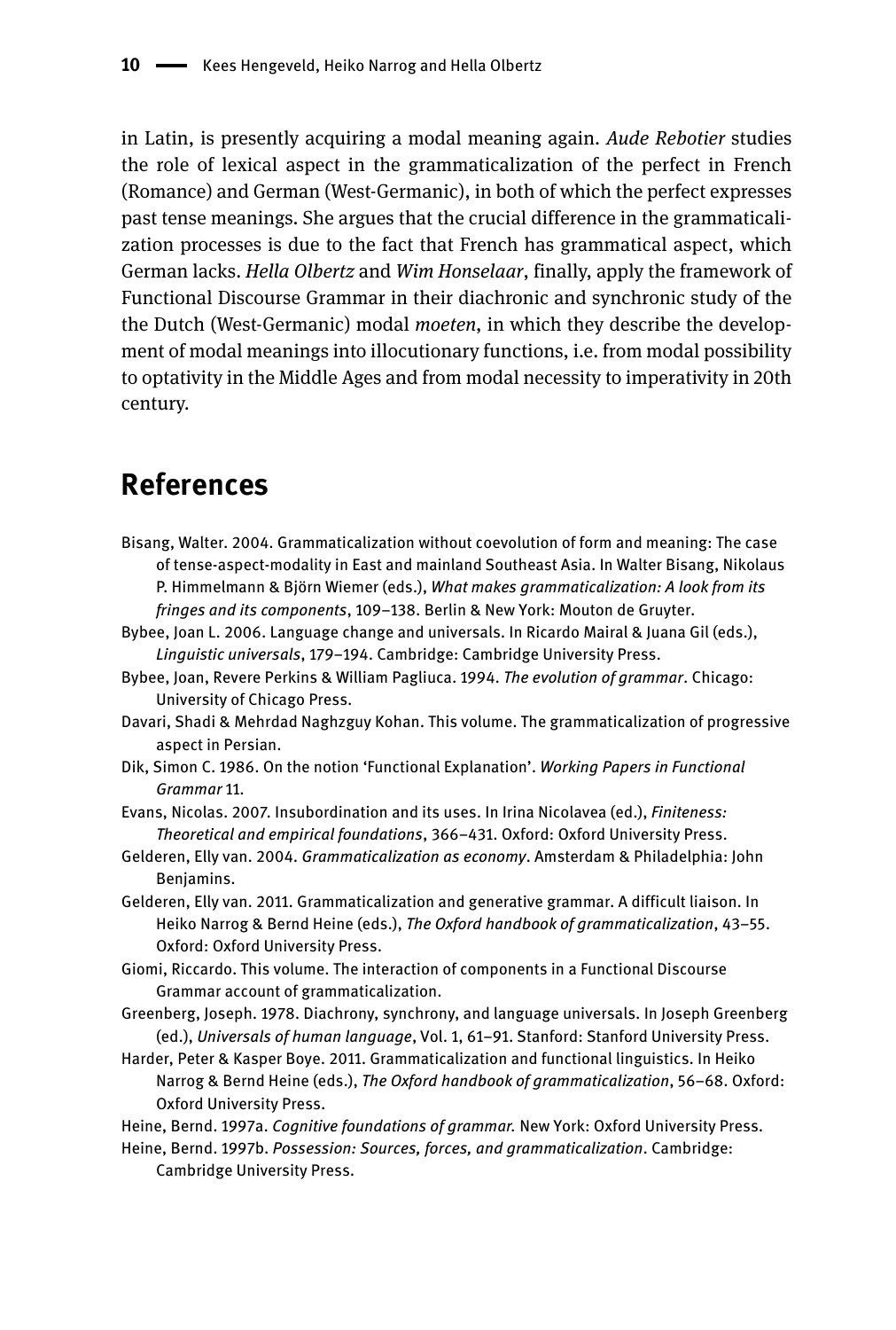in Latin, is presently acquiring a modal meaning again. *Aude Rebotier* studies the role of lexical aspect in the grammaticalization of the perfect in French (Romance) and German (West-Germanic), in both of which the perfect expresses past tense meanings. She argues that the crucial difference in the grammaticalization processes is due to the fact that French has grammatical aspect, which German lacks. *Hella Olbertz* and *Wim Honselaar*, finally, apply the framework of Functional Discourse Grammar in their diachronic and synchronic study of the the Dutch (West-Germanic) modal *moeten*, in which they describe the development of modal meanings into illocutionary functions, i.e. from modal possibility to optativity in the Middle Ages and from modal necessity to imperativity in 20th century.

## References

Bisang, Walter. 2004. Grammaticalization without coevolution of form and meaning: The case of tense-aspect-modality in East and mainland Southeast Asia. In Walter Bisang, Nikolaus P. Himmelmann & Björn Wiemer (eds.), *What makes grammaticalization: A look from its fringes and its components*, 109–138. Berlin & New York: Mouton de Gruyter.

Bybee, Joan L. 2006. Language change and universals. In Ricardo Mairal & Juana Gil (eds.), *Linguistic universals*, 179–194. Cambridge: Cambridge University Press.

Bybee, Joan, Revere Perkins & William Pagliuca. 1994. *The evolution of grammar*. Chicago: University of Chicago Press.

Davari, Shadi & Mehrdad Naghzguy Kohan. This volume. The grammaticalization of progressive aspect in Persian.

Dik, Simon C. 1986. On the notion 'Functional Explanation'. *Working Papers in Functional Grammar* 11.

Evans, Nicolas. 2007. Insubordination and its uses. In Irina Nicolavea (ed.), *Finiteness: Theoretical and empirical foundations*, 366–431. Oxford: Oxford University Press.

Gelderen, Elly van. 2004. *Grammaticalization as economy*. Amsterdam & Philadelphia: John Benjamins.

Gelderen, Elly van. 2011. Grammaticalization and generative grammar. A difficult liaison. In Heiko Narrog & Bernd Heine (eds.), *The Oxford handbook of grammaticalization*, 43–55. Oxford: Oxford University Press.

Giomi, Riccardo. This volume. The interaction of components in a Functional Discourse Grammar account of grammaticalization.

Greenberg, Joseph. 1978. Diachrony, synchrony, and language universals. In Joseph Greenberg (ed.), *Universals of human language*, Vol. 1, 61–91. Stanford: Stanford University Press.

Harder, Peter & Kasper Boye. 2011. Grammaticalization and functional linguistics. In Heiko Narrog & Bernd Heine (eds.), *The Oxford handbook of grammaticalization*, 56–68. Oxford: Oxford University Press.

Heine, Bernd. 1997a. *Cognitive foundations of grammar.* New York: Oxford University Press.

Heine, Bernd. 1997b. *Possession: Sources, forces, and grammaticalization*. Cambridge: Cambridge University Press.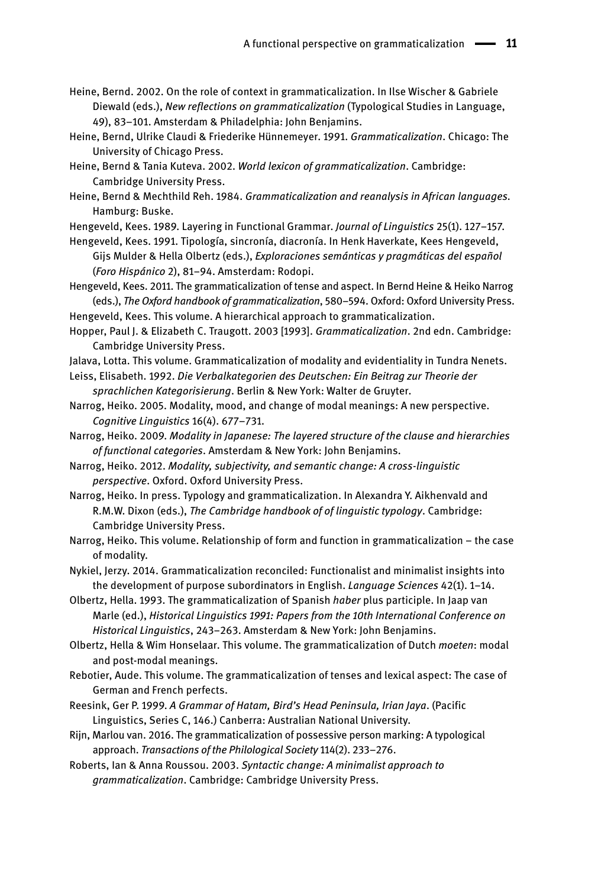Heine, Bernd. 2002. On the role of context in grammaticalization. In Ilse Wischer & Gabriele Diewald (eds.), *New reflections on grammaticalization* (Typological Studies in Language, 49), 83–101. Amsterdam & Philadelphia: John Benjamins.

Heine, Bernd, Ulrike Claudi & Friederike Hünnemeyer. 1991. *Grammaticalization*. Chicago: The University of Chicago Press.

Heine, Bernd & Tania Kuteva. 2002. *World lexicon of grammaticalization*. Cambridge: Cambridge University Press.

Heine, Bernd & Mechthild Reh. 1984. *Grammaticalization and reanalysis in African languages*. Hamburg: Buske.

Hengeveld, Kees. 1989. Layering in Functional Grammar. *Journal of Linguistics* 25(1). 127–157.

Hengeveld, Kees. 1991. Tipología, sincronía, diacronía. In Henk Haverkate, Kees Hengeveld, Gijs Mulder & Hella Olbertz (eds.), *Exploraciones semánticas y pragmáticas del español* (*Foro Hispánico* 2), 81–94. Amsterdam: Rodopi.

Hengeveld, Kees. 2011. The grammaticalization of tense and aspect. In Bernd Heine & Heiko Narrog (eds.), *The Oxford handbook of grammaticalization*, 580–594. Oxford: Oxford University Press.

Hengeveld, Kees. This volume. A hierarchical approach to grammaticalization.

Hopper, Paul J. & Elizabeth C. Traugott. 2003 [1993]. *Grammaticalization*. 2nd edn. Cambridge: Cambridge University Press.

Jalava, Lotta. This volume. Grammaticalization of modality and evidentiality in Tundra Nenets.

Leiss, Elisabeth. 1992. *Die Verbalkategorien des Deutschen: Ein Beitrag zur Theorie der sprachlichen Kategorisierung*. Berlin & New York: Walter de Gruyter.

Narrog, Heiko. 2005. Modality, mood, and change of modal meanings: A new perspective. *Cognitive Linguistics* 16(4). 677–731.

Narrog, Heiko. 2009. *Modality in Japanese: The layered structure of the clause and hierarchies of functional categories*. Amsterdam & New York: John Benjamins.

Narrog, Heiko. 2012. *Modality, subjectivity, and semantic change: A cross-linguistic perspective*. Oxford. Oxford University Press.

Narrog, Heiko. In press. Typology and grammaticalization. In Alexandra Y. Aikhenvald and R.M.W. Dixon (eds.), *The Cambridge handbook of of linguistic typology*. Cambridge: Cambridge University Press.

Narrog, Heiko. This volume. Relationship of form and function in grammaticalization – the case of modality.

Nykiel, Jerzy. 2014. Grammaticalization reconciled: Functionalist and minimalist insights into the development of purpose subordinators in English. *Language Sciences* 42(1). 1–14.

Olbertz, Hella. 1993. The grammaticalization of Spanish *haber* plus participle. In Jaap van Marle (ed.), *Historical Linguistics 1991: Papers from the 10th International Conference on Historical Linguistics*, 243–263. Amsterdam & New York: John Benjamins.

Olbertz, Hella & Wim Honselaar. This volume. The grammaticalization of Dutch *moeten*: modal and post-modal meanings.

Rebotier, Aude. This volume. The grammaticalization of tenses and lexical aspect: The case of German and French perfects.

Reesink, Ger P. 1999. *A Grammar of Hatam, Bird's Head Peninsula, Irian Jaya*. (Pacific Linguistics, Series C, 146.) Canberra: Australian National University.

Rijn, Marlou van. 2016. The grammaticalization of possessive person marking: A typological approach. *Transactions of the Philological Society* 114(2). 233–276.

Roberts, Ian & Anna Roussou. 2003. *Syntactic change: A minimalist approach to grammaticalization*. Cambridge: Cambridge University Press.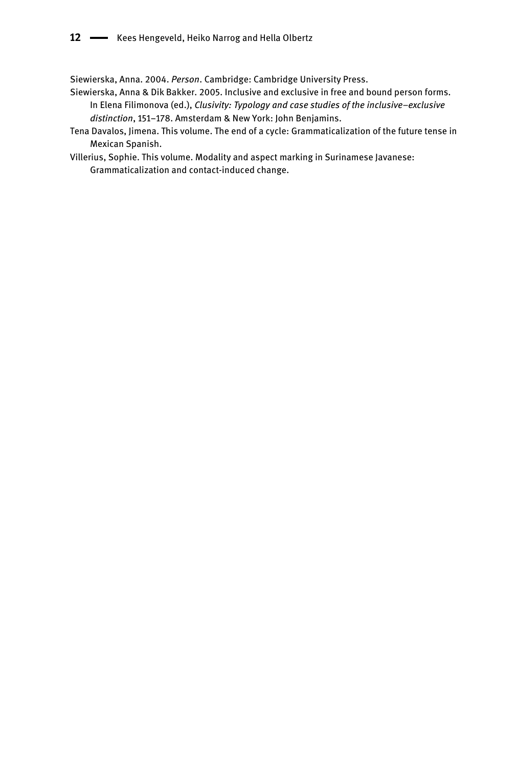Siewierska, Anna. 2004. *Person*. Cambridge: Cambridge University Press.

Siewierska, Anna & Dik Bakker. 2005. Inclusive and exclusive in free and bound person forms. In Elena Filimonova (ed.), *Clusivity: Typology and case studies of the inclusive–exclusive distinction*, 151–178. Amsterdam & New York: John Benjamins.

Tena Davalos, Jimena. This volume. The end of a cycle: Grammaticalization of the future tense in Mexican Spanish.

Villerius, Sophie. This volume. Modality and aspect marking in Surinamese Javanese: Grammaticalization and contact-induced change.